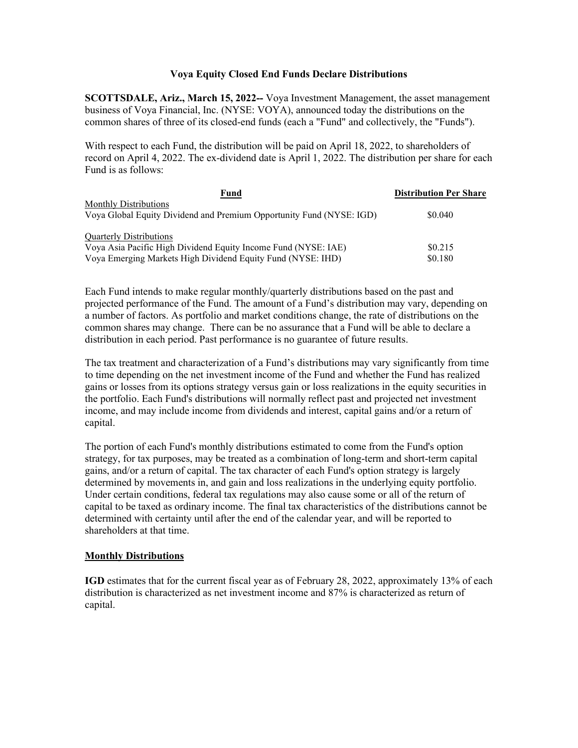# Voya Equity Closed End Funds Declare Distributions

**SCOTTSDALE, Ariz., March 15, 2022--** Voya Investment Management, the asset management business of Voya Financial, Inc. (NYSE: VOYA), announced today the distributions on the common shares of three of its closed-end funds (each a "Fund" and collectively, the "Funds").

With respect to each Fund, the distribution will be paid on April 18, 2022, to shareholders of record on April 4, 2022. The ex-dividend date is April 1, 2022. The distribution per share for each Fund is as follows:

| Fund | Distribution Per Share |
|---|---|
| Monthly Distributions | |
| Voya Global Equity Dividend and Premium Opportunity Fund (NYSE: IGD) | \$0.040 |
| Quarterly Distributions | |
| Voya Asia Pacific High Dividend Equity Income Fund (NYSE: IAE) | \$0.215 |
| Voya Emerging Markets High Dividend Equity Fund (NYSE: IHD) | \$0.180 |

Each Fund intends to make regular monthly/quarterly distributions based on the past and projected performance of the Fund. The amount of a Fund's distribution may vary, depending on a number of factors. As portfolio and market conditions change, the rate of distributions on the common shares may change. There can be no assurance that a Fund will be able to declare a distribution in each period. Past performance is no guarantee of future results.

The tax treatment and characterization of a Fund's distributions may vary significantly from time to time depending on the net investment income of the Fund and whether the Fund has realized gains or losses from its options strategy versus gain or loss realizations in the equity securities in the portfolio. Each Fund's distributions will normally reflect past and projected net investment income, and may include income from dividends and interest, capital gains and/or a return of capital.

The portion of each Fund's monthly distributions estimated to come from the Fund's option strategy, for tax purposes, may be treated as a combination of long-term and short-term capital gains, and/or a return of capital. The tax character of each Fund's option strategy is largely determined by movements in, and gain and loss realizations in the underlying equity portfolio. Under certain conditions, federal tax regulations may also cause some or all of the return of capital to be taxed as ordinary income. The final tax characteristics of the distributions cannot be determined with certainty until after the end of the calendar year, and will be reported to shareholders at that time.

## Monthly Distributions

**IGD** estimates that for the current fiscal year as of February 28, 2022, approximately 13% of each distribution is characterized as net investment income and 87% is characterized as return of capital.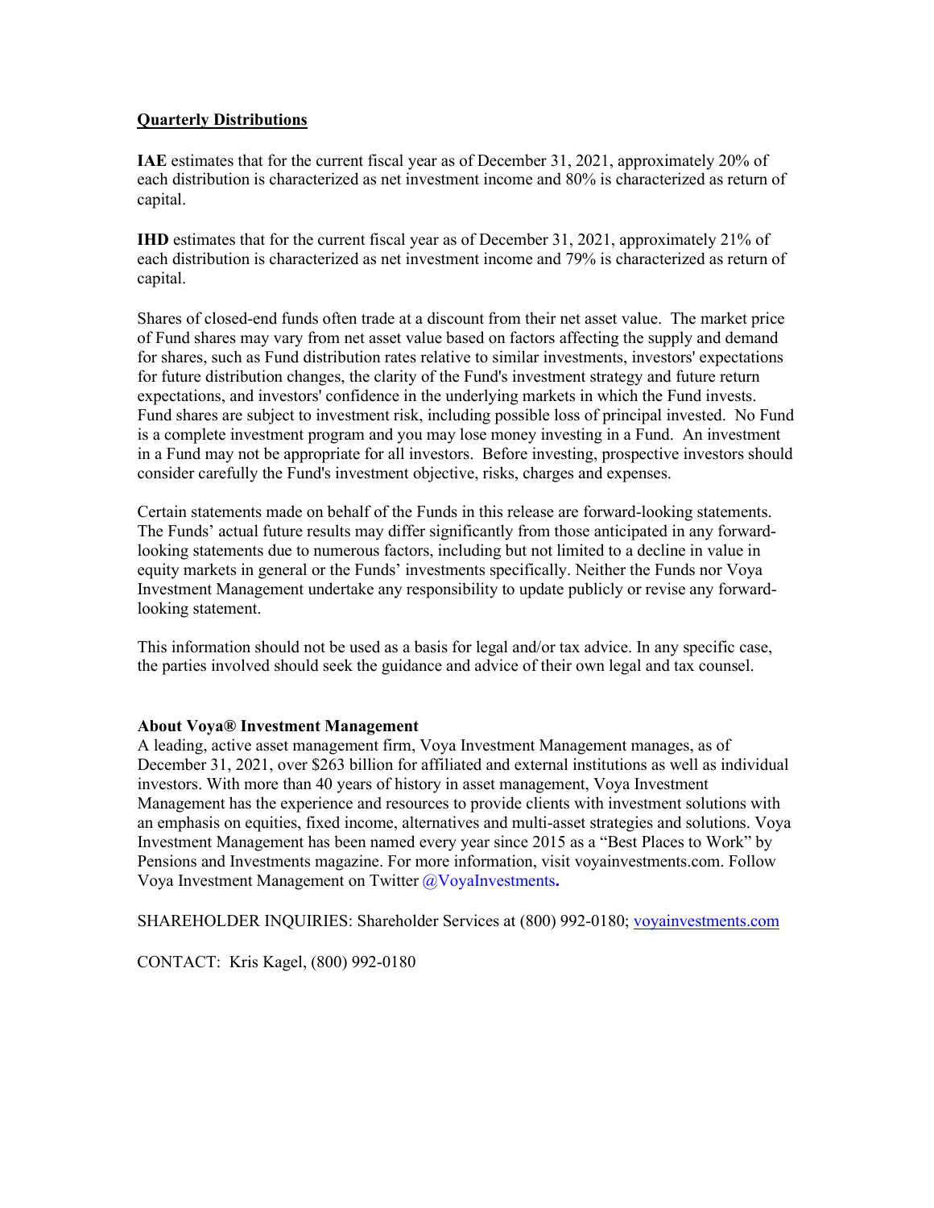**Quarterly Distributions**

**IAE** estimates that for the current fiscal year as of December 31, 2021, approximately 20% of each distribution is characterized as net investment income and 80% is characterized as return of capital.

**IHD** estimates that for the current fiscal year as of December 31, 2021, approximately 21% of each distribution is characterized as net investment income and 79% is characterized as return of capital.

Shares of closed-end funds often trade at a discount from their net asset value. The market price of Fund shares may vary from net asset value based on factors affecting the supply and demand for shares, such as Fund distribution rates relative to similar investments, investors' expectations for future distribution changes, the clarity of the Fund's investment strategy and future return expectations, and investors' confidence in the underlying markets in which the Fund invests. Fund shares are subject to investment risk, including possible loss of principal invested. No Fund is a complete investment program and you may lose money investing in a Fund. An investment in a Fund may not be appropriate for all investors. Before investing, prospective investors should consider carefully the Fund's investment objective, risks, charges and expenses.

Certain statements made on behalf of the Funds in this release are forward-looking statements. The Funds' actual future results may differ significantly from those anticipated in any forward-looking statements due to numerous factors, including but not limited to a decline in value in equity markets in general or the Funds' investments specifically. Neither the Funds nor Voya Investment Management undertake any responsibility to update publicly or revise any forward-looking statement.

This information should not be used as a basis for legal and/or tax advice. In any specific case, the parties involved should seek the guidance and advice of their own legal and tax counsel.

**About Voya® Investment Management**
A leading, active asset management firm, Voya Investment Management manages, as of December 31, 2021, over $263 billion for affiliated and external institutions as well as individual investors. With more than 40 years of history in asset management, Voya Investment Management has the experience and resources to provide clients with investment solutions with an emphasis on equities, fixed income, alternatives and multi-asset strategies and solutions. Voya Investment Management has been named every year since 2015 as a "Best Places to Work" by Pensions and Investments magazine. For more information, visit voyainvestments.com. Follow Voya Investment Management on Twitter @VoyaInvestments**.**

SHAREHOLDER INQUIRIES: Shareholder Services at (800) 992-0180; voyainvestments.com

CONTACT: Kris Kagel, (800) 992-0180